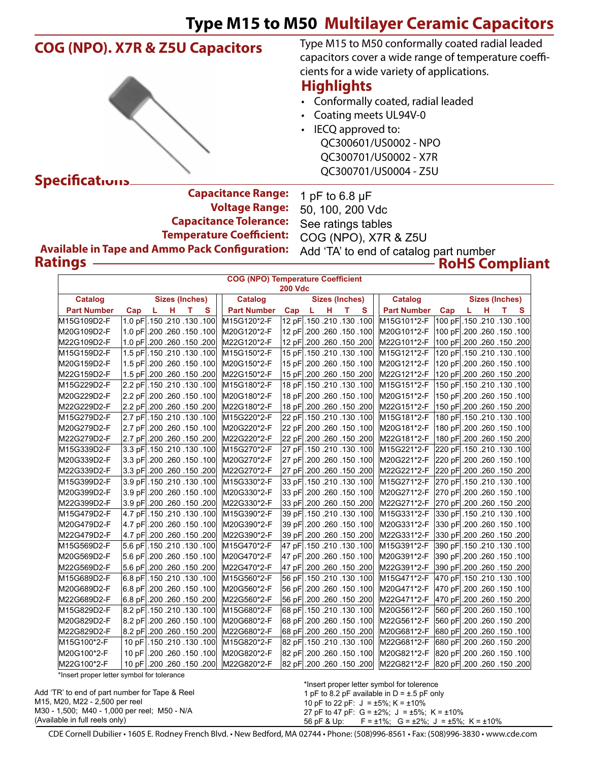# Type M15 to M50 Multilayer Ceramic Capacitors

## COG (NPO). X7R & Z5U Capacitors

Type M15 to M50 conformally coated radial leaded capacitors cover a wide range of temperature coefficients for a wide variety of applications.

## Highlights

- Conformally coated, radial leaded
- Coating meets UL94V-0
- IECQ approved to:
  QC300601/US0002 - NPO
  QC300701/US0002 - X7R
  QC300701/US0004 - Z5U

## Specifications

**Capacitance Range:** 1 pF to 6.8 µF
**Voltage Range:** 50, 100, 200 Vdc
**Capacitance Tolerance:** See ratings tables
**Temperature Coefficient:** COG (NPO), X7R & Z5U
**Available in Tape and Ammo Pack Configuration:** Add ‘TA’ to end of catalog part number

## Ratings

**RoHS Compliant**

**COG (NPO) Temperature Coefficient**
**200 Vdc**

| Catalog Part Number | Cap | L | H | T | S | Catalog Part Number | Cap | L | H | T | S | Catalog Part Number | Cap | L | H | T | S |
|---|---|---|---|---|---|---|---|---|---|---|---|---|---|---|---|---|---|
| M15G109D2-F | 1.0 pF | .150 | .210 | .130 | .100 | M15G120*2-F | 12 pF | .150 | .210 | .130 | .100 | M15G101*2-F | 100 pF | .150 | .210 | .130 | .100 |
| M20G109D2-F | 1.0 pF | .200 | .260 | .150 | .100 | M20G120*2-F | 12 pF | .200 | .260 | .150 | .100 | M20G101*2-F | 100 pF | .200 | .260 | .150 | .100 |
| M22G109D2-F | 1.0 pF | .200 | .260 | .150 | .200 | M22G120*2-F | 12 pF | .200 | .260 | .150 | .200 | M22G101*2-F | 100 pF | .200 | .260 | .150 | .200 |
| M15G159D2-F | 1.5 pF | .150 | .210 | .130 | .100 | M15G150*2-F | 15 pF | .150 | .210 | .130 | .100 | M15G121*2-F | 120 pF | .150 | .210 | .130 | .100 |
| M20G159D2-F | 1.5 pF | .200 | .260 | .150 | .100 | M20G150*2-F | 15 pF | .200 | .260 | .150 | .100 | M20G121*2-F | 120 pF | .200 | .260 | .150 | .100 |
| M22G159D2-F | 1.5 pF | .200 | .260 | .150 | .200 | M22G150*2-F | 15 pF | .200 | .260 | .150 | .200 | M22G121*2-F | 120 pF | .200 | .260 | .150 | .200 |
| M15G229D2-F | 2.2 pF | .150 | .210 | .130 | .100 | M15G180*2-F | 18 pF | .150 | .210 | .130 | .100 | M15G151*2-F | 150 pF | .150 | .210 | .130 | .100 |
| M20G229D2-F | 2.2 pF | .200 | .260 | .150 | .100 | M20G180*2-F | 18 pF | .200 | .260 | .150 | .100 | M20G151*2-F | 150 pF | .200 | .260 | .150 | .100 |
| M22G229D2-F | 2.2 pF | .200 | .260 | .150 | .200 | M22G180*2-F | 18 pF | .200 | .260 | .150 | .200 | M22G151*2-F | 150 pF | .200 | .260 | .150 | .200 |
| M15G279D2-F | 2.7 pF | .150 | .210 | .130 | .100 | M15G220*2-F | 22 pF | .150 | .210 | .130 | .100 | M15G181*2-F | 180 pF | .150 | .210 | .130 | .100 |
| M20G279D2-F | 2.7 pF | .200 | .260 | .150 | .100 | M20G220*2-F | 22 pF | .200 | .260 | .150 | .100 | M20G181*2-F | 180 pF | .200 | .260 | .150 | .100 |
| M22G279D2-F | 2.7 pF | .200 | .260 | .150 | .200 | M22G220*2-F | 22 pF | .200 | .260 | .150 | .200 | M22G181*2-F | 180 pF | .200 | .260 | .150 | .200 |
| M15G339D2-F | 3.3 pF | .150 | .210 | .130 | .100 | M15G270*2-F | 27 pF | .150 | .210 | .130 | .100 | M15G221*2-F | 220 pF | .150 | .210 | .130 | .100 |
| M20G339D2-F | 3.3 pF | .200 | .260 | .150 | .100 | M20G270*2-F | 27 pF | .200 | .260 | .150 | .100 | M20G221*2-F | 220 pF | .200 | .260 | .150 | .100 |
| M22G339D2-F | 3.3 pF | .200 | .260 | .150 | .200 | M22G270*2-F | 27 pF | .200 | .260 | .150 | .200 | M22G221*2-F | 220 pF | .200 | .260 | .150 | .200 |
| M15G399D2-F | 3.9 pF | .150 | .210 | .130 | .100 | M15G330*2-F | 33 pF | .150 | .210 | .130 | .100 | M15G271*2-F | 270 pF | .150 | .210 | .130 | .100 |
| M20G399D2-F | 3.9 pF | .200 | .260 | .150 | .100 | M20G330*2-F | 33 pF | .200 | .260 | .150 | .100 | M20G271*2-F | 270 pF | .200 | .260 | .150 | .100 |
| M22G399D2-F | 3.9 pF | .200 | .260 | .150 | .200 | M22G330*2-F | 33 pF | .200 | .260 | .150 | .200 | M22G271*2-F | 270 pF | .200 | .260 | .150 | .200 |
| M15G479D2-F | 4.7 pF | .150 | .210 | .130 | .100 | M15G390*2-F | 39 pF | .150 | .210 | .130 | .100 | M15G331*2-F | 330 pF | .150 | .210 | .130 | .100 |
| M20G479D2-F | 4.7 pF | .200 | .260 | .150 | .100 | M20G390*2-F | 39 pF | .200 | .260 | .150 | .100 | M20G331*2-F | 330 pF | .200 | .260 | .150 | .100 |
| M22G479D2-F | 4.7 pF | .200 | .260 | .150 | .200 | M22G390*2-F | 39 pF | .200 | .260 | .150 | .200 | M22G331*2-F | 330 pF | .200 | .260 | .150 | .200 |
| M15G569D2-F | 5.6 pF | .150 | .210 | .130 | .100 | M15G470*2-F | 47 pF | .150 | .210 | .130 | .100 | M15G391*2-F | 390 pF | .150 | .210 | .130 | .100 |
| M20G569D2-F | 5.6 pF | .200 | .260 | .150 | .100 | M20G470*2-F | 47 pF | .200 | .260 | .150 | .100 | M20G391*2-F | 390 pF | .200 | .260 | .150 | .100 |
| M22G569D2-F | 5.6 pF | .200 | .260 | .150 | .200 | M22G470*2-F | 47 pF | .200 | .260 | .150 | .200 | M22G391*2-F | 390 pF | .200 | .260 | .150 | .200 |
| M15G689D2-F | 6.8 pF | .150 | .210 | .130 | .100 | M15G560*2-F | 56 pF | .150 | .210 | .130 | .100 | M15G471*2-F | 470 pF | .150 | .210 | .130 | .100 |
| M20G689D2-F | 6.8 pF | .200 | .260 | .150 | .100 | M20G560*2-F | 56 pF | .200 | .260 | .150 | .100 | M20G471*2-F | 470 pF | .200 | .260 | .150 | .100 |
| M22G689D2-F | 6.8 pF | .200 | .260 | .150 | .200 | M22G560*2-F | 56 pF | .200 | .260 | .150 | .200 | M22G471*2-F | 470 pF | .200 | .260 | .150 | .200 |
| M15G829D2-F | 8.2 pF | .150 | .210 | .130 | .100 | M15G680*2-F | 68 pF | .150 | .210 | .130 | .100 | M20G561*2-F | 560 pF | .200 | .260 | .150 | .100 |
| M20G829D2-F | 8.2 pF | .200 | .260 | .150 | .100 | M20G680*2-F | 68 pF | .200 | .260 | .150 | .100 | M22G561*2-F | 560 pF | .200 | .260 | .150 | .200 |
| M22G829D2-F | 8.2 pF | .200 | .260 | .150 | .200 | M22G680*2-F | 68 pF | .200 | .260 | .150 | .200 | M20G681*2-F | 680 pF | .200 | .260 | .150 | .100 |
| M15G100*2-F | 10 pF | .150 | .210 | .130 | .100 | M15G820*2-F | 82 pF | .150 | .210 | .130 | .100 | M22G681*2-F | 680 pF | .200 | .260 | .150 | .200 |
| M20G100*2-F | 10 pF | .200 | .260 | .150 | .100 | M20G820*2-F | 82 pF | .200 | .260 | .150 | .100 | M20G821*2-F | 820 pF | .200 | .260 | .150 | .100 |
| M22G100*2-F | 10 pF | .200 | .260 | .150 | .200 | M22G820*2-F | 82 pF | .200 | .260 | .150 | .200 | M22G821*2-F | 820 pF | .200 | .260 | .150 | .200 |

*Insert proper letter symbol for tolerance

Add ‘TR’ to end of part number for Tape & Reel
M15, M20, M22 - 2,500 per reel
M30 - 1,500; M40 - 1,000 per reel; M50 - N/A
(Available in full reels only)

*Insert proper letter symbol for tolerence
1 pF to 8.2 pF available in D = ±.5 pF only
10 pF to 22 pF: J = ±5%; K = ±10%
27 pF to 47 pF: G = ±2%; J = ±5%; K = ±10%
56 pF & Up: F = ±1%; G = ±2%; J = ±5%; K = ±10%

CDE Cornell Dubilier • 1605 E. Rodney French Blvd. • New Bedford, MA 02744 • Phone: (508)996-8561 • Fax: (508)996-3830 • www.cde.com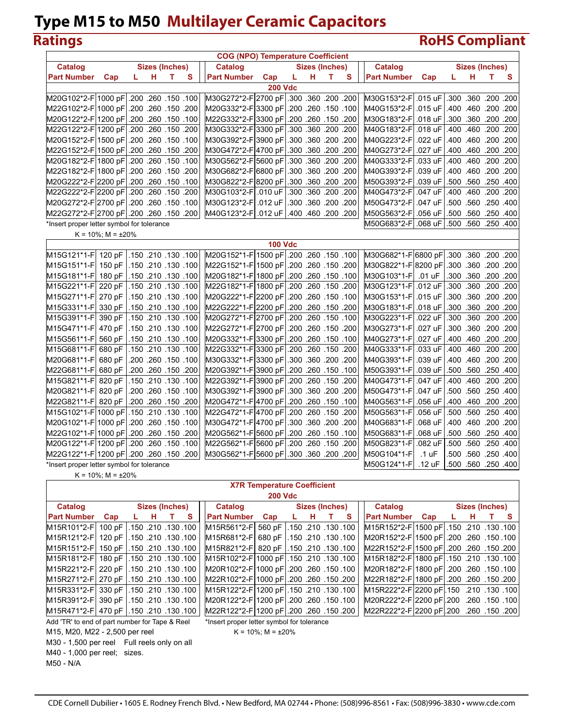# Type M15 to M50 Multilayer Ceramic Capacitors

## Ratings

**RoHS Compliant**

### COG (NPO) Temperature Coefficient

#### 200 Vdc

| Catalog Part Number | Cap | L | H | T | S | Catalog Part Number | Cap | L | H | T | S | Catalog Part Number | Cap | L | H | T | S |
|---|---|---|---|---|---|---|---|---|---|---|---|---|---|---|---|---|---|
| M20G102*2-F | 1000 pF | .200 | .260 | .150 | .100 | M30G272*2-F | 2700 pF | .300 | .360 | .200 | .200 | M30G153*2-F | .015 uF | .300 | .360 | .200 | .200 |
| M22G102*2-F | 1000 pF | .200 | .260 | .150 | .200 | M20G332*2-F | 3300 pF | .200 | .260 | .150 | .100 | M40G153*2-F | .015 uF | .400 | .460 | .200 | .200 |
| M20G122*2-F | 1200 pF | .200 | .260 | .150 | .100 | M22G332*2-F | 3300 pF | .200 | .260 | .150 | .200 | M30G183*2-F | .018 uF | .300 | .360 | .200 | .200 |
| M22G122*2-F | 1200 pF | .200 | .260 | .150 | .200 | M30G332*2-F | 3300 pF | .300 | .360 | .200 | .200 | M40G183*2-F | .018 uF | .400 | .460 | .200 | .200 |
| M20G152*2-F | 1500 pF | .200 | .260 | .150 | .100 | M30G392*2-F | 3900 pF | .300 | .360 | .200 | .200 | M40G223*2-F | .022 uF | .400 | .460 | .200 | .200 |
| M22G152*2-F | 1500 pF | .200 | .260 | .150 | .200 | M30G472*2-F | 4700 pF | .300 | .360 | .200 | .200 | M40G273*2-F | .027 uF | .400 | .460 | .200 | .200 |
| M20G182*2-F | 1800 pF | .200 | .260 | .150 | .100 | M30G562*2-F | 5600 pF | .300 | .360 | .200 | .200 | M40G333*2-F | .033 uF | .400 | .460 | .200 | .200 |
| M22G182*2-F | 1800 pF | .200 | .260 | .150 | .200 | M30G682*2-F | 6800 pF | .300 | .360 | .200 | .200 | M40G393*2-F | .039 uF | .400 | .460 | .200 | .200 |
| M20G222*2-F | 2200 pF | .200 | .260 | .150 | .100 | M30G822*2-F | 8200 pF | .300 | .360 | .200 | .200 | M50G393*2-F | .039 uF | .500 | .560 | .250 | .400 |
| M22G222*2-F | 2200 pF | .200 | .260 | .150 | .200 | M30G103*2-F | .010 uF | .300 | .360 | .200 | .200 | M40G473*2-F | .047 uF | .400 | .460 | .200 | .200 |
| M20G272*2-F | 2700 pF | .200 | .260 | .150 | .100 | M30G123*2-F | .012 uF | .300 | .360 | .200 | .200 | M50G473*2-F | .047 uF | .500 | .560 | .250 | .400 |
| M22G272*2-F | 2700 pF | .200 | .260 | .150 | .200 | M40G123*2-F | .012 uF | .400 | .460 | .200 | .200 | M50G563*2-F | .056 uF | .500 | .560 | .250 | .400 |
| | | | | | | | | | | | | M50G683*2-F | .068 uF | .500 | .560 | .250 | .400 |

*Insert proper letter symbol for tolerance
K = 10%; M = ±20%

#### 100 Vdc

| Catalog Part Number | Cap | L | H | T | S | Catalog Part Number | Cap | L | H | T | S | Catalog Part Number | Cap | L | H | T | S |
|---|---|---|---|---|---|---|---|---|---|---|---|---|---|---|---|---|---|
| M15G121*1-F | 120 pF | .150 | .210 | .130 | .100 | M20G152*1-F | 1500 pF | .200 | .260 | .150 | .100 | M30G682*1-F | 6800 pF | .300 | .360 | .200 | .200 |
| M15G151*1-F | 150 pF | .150 | .210 | .130 | .100 | M22G152*1-F | 1500 pF | .200 | .260 | .150 | .200 | M30G822*1-F | 8200 pF | .300 | .360 | .200 | .200 |
| M15G181*1-F | 180 pF | .150 | .210 | .130 | .100 | M20G182*1-F | 1800 pF | .200 | .260 | .150 | .100 | M30G103*1-F | .01 uF | .300 | .360 | .200 | .200 |
| M15G221*1-F | 220 pF | .150 | .210 | .130 | .100 | M22G182*1-F | 1800 pF | .200 | .260 | .150 | .200 | M30G123*1-F | .012 uF | .300 | .360 | .200 | .200 |
| M15G271*1-F | 270 pF | .150 | .210 | .130 | .100 | M20G222*1-F | 2200 pF | .200 | .260 | .150 | .100 | M30G153*1-F | .015 uF | .300 | .360 | .200 | .200 |
| M15G331*1-F | 330 pF | .150 | .210 | .130 | .100 | M22G222*1-F | 2200 pF | .200 | .260 | .150 | .200 | M30G183*1-F | .018 uF | .300 | .360 | .200 | .200 |
| M15G391*1-F | 390 pF | .150 | .210 | .130 | .100 | M20G272*1-F | 2700 pF | .200 | .260 | .150 | .100 | M30G223*1-F | .022 uF | .300 | .360 | .200 | .200 |
| M15G471*1-F | 470 pF | .150 | .210 | .130 | .100 | M22G272*1-F | 2700 pF | .200 | .260 | .150 | .200 | M30G273*1-F | .027 uF | .300 | .360 | .200 | .200 |
| M15G561*1-F | 560 pF | .150 | .210 | .130 | .100 | M20G332*1-F | 3300 pF | .200 | .260 | .150 | .100 | M40G273*1-F | .027 uF | .400 | .460 | .200 | .200 |
| M15G681*1-F | 680 pF | .150 | .210 | .130 | .100 | M22G332*1-F | 3300 pF | .200 | .260 | .150 | .200 | M40G333*1-F | .033 uF | .400 | .460 | .200 | .200 |
| M20G681*1-F | 680 pF | .200 | .260 | .150 | .100 | M30G332*1-F | 3300 pF | .300 | .360 | .200 | .200 | M40G393*1-F | .039 uF | .400 | .460 | .200 | .200 |
| M22G681*1-F | 680 pF | .200 | .260 | .150 | .200 | M20G392*1-F | 3900 pF | .200 | .260 | .150 | .100 | M50G393*1-F | .039 uF | .500 | .560 | .250 | .400 |
| M15G821*1-F | 820 pF | .150 | .210 | .130 | .100 | M22G392*1-F | 3900 pF | .200 | .260 | .150 | .200 | M40G473*1-F | .047 uF | .400 | .460 | .200 | .200 |
| M20G821*1-F | 820 pF | .200 | .260 | .150 | .100 | M30G392*1-F | 3900 pF | .300 | .360 | .200 | .200 | M50G473*1-F | .047 uF | .500 | .560 | .250 | .400 |
| M22G821*1-F | 820 pF | .200 | .260 | .150 | .200 | M20G472*1-F | 4700 pF | .200 | .260 | .150 | .100 | M40G563*1-F | .056 uF | .400 | .460 | .200 | .200 |
| M15G102*1-F | 1000 pF | .150 | .210 | .130 | .100 | M22G472*1-F | 4700 pF | .200 | .260 | .150 | .200 | M50G563*1-F | .056 uF | .500 | .560 | .250 | .400 |
| M20G102*1-F | 1000 pF | .200 | .260 | .150 | .100 | M30G472*1-F | 4700 pF | .300 | .360 | .200 | .200 | M40G683*1-F | .068 uF | .400 | .460 | .200 | .200 |
| M22G102*1-F | 1000 pF | .200 | .260 | .150 | .200 | M20G562*1-F | 5600 pF | .200 | .260 | .150 | .100 | M50G683*1-F | .068 uF | .500 | .560 | .250 | .400 |
| M20G122*1-F | 1200 pF | .200 | .260 | .150 | .100 | M22G562*1-F | 5600 pF | .200 | .260 | .150 | .200 | M50G823*1-F | .082 uF | .500 | .560 | .250 | .400 |
| M22G122*1-F | 1200 pF | .200 | .260 | .150 | .200 | M30G562*1-F | 5600 pF | .300 | .360 | .200 | .200 | M50G104*1-F | .1 uF | .500 | .560 | .250 | .400 |
| | | | | | | | | | | | | M50G124*1-F | .12 uF | .500 | .560 | .250 | .400 |

*Insert proper letter symbol for tolerance
K = 10%; M = ±20%

### X7R Temperature Coefficient

#### 200 Vdc

| Catalog Part Number | Cap | L | H | T | S | Catalog Part Number | Cap | L | H | T | S | Catalog Part Number | Cap | L | H | T | S |
|---|---|---|---|---|---|---|---|---|---|---|---|---|---|---|---|---|---|
| M15R101*2-F | 100 pF | .150 | .210 | .130 | .100 | M15R561*2-F | 560 pF | .150 | .210 | .130 | .100 | M15R152*2-F | 1500 pF | .150 | .210 | .130 | .100 |
| M15R121*2-F | 120 pF | .150 | .210 | .130 | .100 | M15R681*2-F | 680 pF | .150 | .210 | .130 | .100 | M20R152*2-F | 1500 pF | .200 | .260 | .150 | .100 |
| M15R151*2-F | 150 pF | .150 | .210 | .130 | .100 | M15R821*2-F | 820 pF | .150 | .210 | .130 | .100 | M22R152*2-F | 1500 pF | .200 | .260 | .150 | .200 |
| M15R181*2-F | 180 pF | .150 | .210 | .130 | .100 | M15R102*2-F | 1000 pF | .150 | .210 | .130 | .100 | M15R182*2-F | 1800 pF | .150 | .210 | .130 | .100 |
| M15R221*2-F | 220 pF | .150 | .210 | .130 | .100 | M20R102*2-F | 1000 pF | .200 | .260 | .150 | .100 | M20R182*2-F | 1800 pF | .200 | .260 | .150 | .100 |
| M15R271*2-F | 270 pF | .150 | .210 | .130 | .100 | M22R102*2-F | 1000 pF | .200 | .260 | .150 | .200 | M22R182*2-F | 1800 pF | .200 | .260 | .150 | .200 |
| M15R331*2-F | 330 pF | .150 | .210 | .130 | .100 | M15R122*2-F | 1200 pF | .150 | .210 | .130 | .100 | M15R222*2-F | 2200 pF | .150 | .210 | .130 | .100 |
| M15R391*2-F | 390 pF | .150 | .210 | .130 | .100 | M20R122*2-F | 1200 pF | .200 | .260 | .150 | .100 | M20R222*2-F | 2200 pF | .200 | .260 | .150 | .100 |
| M15R471*2-F | 470 pF | .150 | .210 | .130 | .100 | M22R122*2-F | 1200 pF | .200 | .260 | .150 | .200 | M22R222*2-F | 2200 pF | .200 | .260 | .150 | .200 |

Add 'TR' to end of part number for Tape & Reel
M15, M20, M22 - 2,500 per reel
M30 - 1,500 per reel    Full reels only on all
M40 - 1,000 per reel;   sizes.
M50 - N/A

*Insert proper letter symbol for tolerance
K = 10%; M = ±20%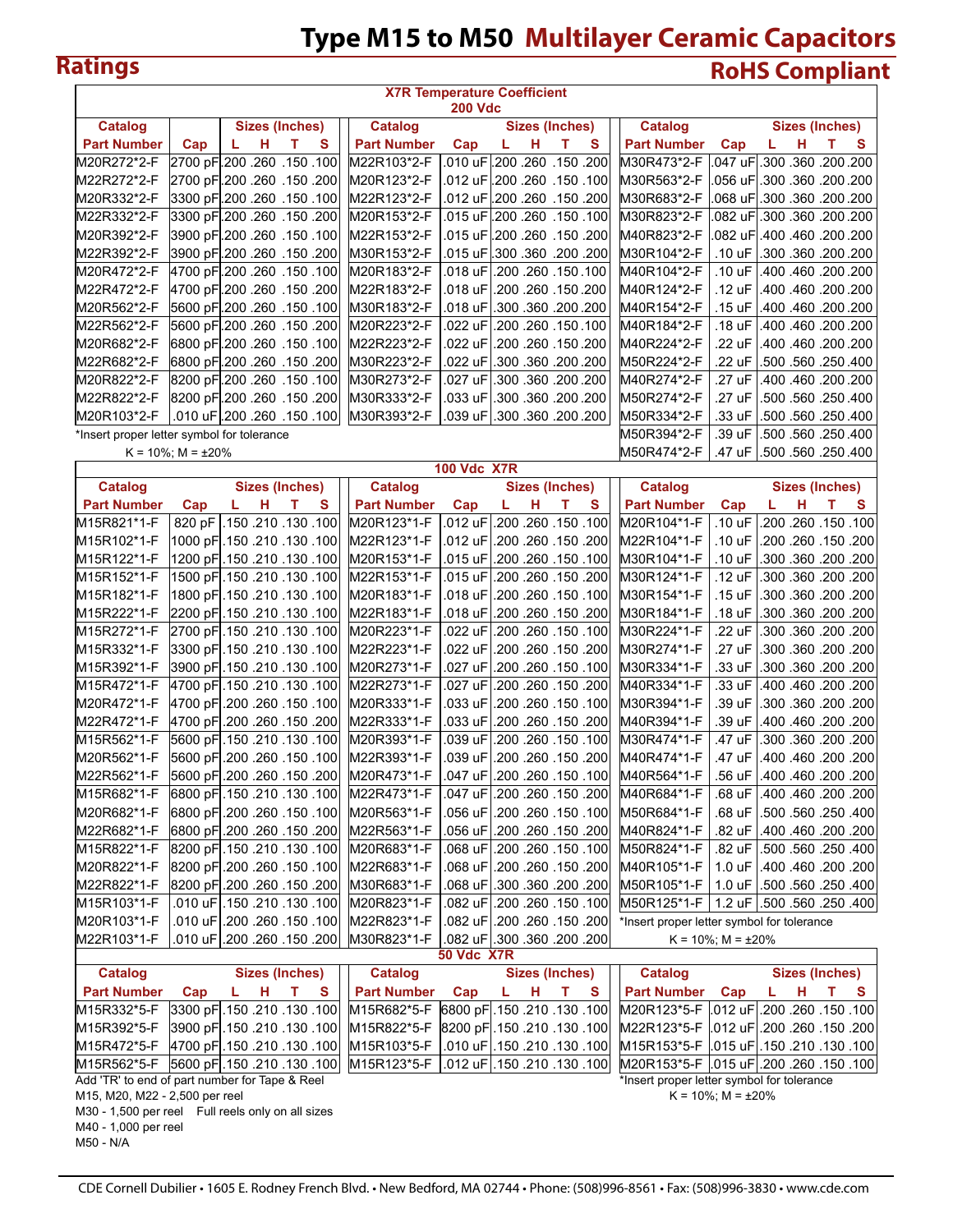# Type M15 to M50 Multilayer Ceramic Capacitors

## Ratings

## RoHS Compliant

**X7R Temperature Coefficient**

**200 Vdc**

| Catalog Part Number | Cap | L | H | T | S | Catalog Part Number | Cap | L | H | T | S | Catalog Part Number | Cap | L | H | T | S |
|---|---|---|---|---|---|---|---|---|---|---|---|---|---|---|---|---|---|
| M20R272*2-F | 2700 pF | .200 | .260 | .150 | .100 | M22R103*2-F | .010 uF | .200 | .260 | .150 | .200 | M30R473*2-F | .047 uF | .300 | .360 | .200 | .200 |
| M22R272*2-F | 2700 pF | .200 | .260 | .150 | .200 | M20R123*2-F | .012 uF | .200 | .260 | .150 | .100 | M30R563*2-F | .056 uF | .300 | .360 | .200 | .200 |
| M20R332*2-F | 3300 pF | .200 | .260 | .150 | .100 | M22R123*2-F | .012 uF | .200 | .260 | .150 | .200 | M30R683*2-F | .068 uF | .300 | .360 | .200 | .200 |
| M22R332*2-F | 3300 pF | .200 | .260 | .150 | .200 | M20R153*2-F | .015 uF | .200 | .260 | .150 | .100 | M30R823*2-F | .082 uF | .300 | .360 | .200 | .200 |
| M20R392*2-F | 3900 pF | .200 | .260 | .150 | .100 | M22R153*2-F | .015 uF | .200 | .260 | .150 | .200 | M40R823*2-F | .082 uF | .400 | .460 | .200 | .200 |
| M22R392*2-F | 3900 pF | .200 | .260 | .150 | .200 | M30R153*2-F | .015 uF | .300 | .360 | .200 | .200 | M30R104*2-F | .10 uF | .300 | .360 | .200 | .200 |
| M20R472*2-F | 4700 pF | .200 | .260 | .150 | .100 | M20R183*2-F | .018 uF | .200 | .260 | .150 | .100 | M40R104*2-F | .10 uF | .400 | .460 | .200 | .200 |
| M22R472*2-F | 4700 pF | .200 | .260 | .150 | .200 | M22R183*2-F | .018 uF | .200 | .260 | .150 | .200 | M40R124*2-F | .12 uF | .400 | .460 | .200 | .200 |
| M20R562*2-F | 5600 pF | .200 | .260 | .150 | .100 | M30R183*2-F | .018 uF | .300 | .360 | .200 | .200 | M40R154*2-F | .15 uF | .400 | .460 | .200 | .200 |
| M22R562*2-F | 5600 pF | .200 | .260 | .150 | .200 | M20R223*2-F | .022 uF | .200 | .260 | .150 | .100 | M40R184*2-F | .18 uF | .400 | .460 | .200 | .200 |
| M20R682*2-F | 6800 pF | .200 | .260 | .150 | .100 | M22R223*2-F | .022 uF | .200 | .260 | .150 | .200 | M40R224*2-F | .22 uF | .400 | .460 | .200 | .200 |
| M22R682*2-F | 6800 pF | .200 | .260 | .150 | .200 | M30R223*2-F | .022 uF | .300 | .360 | .200 | .200 | M50R224*2-F | .22 uF | .500 | .560 | .250 | .400 |
| M20R822*2-F | 8200 pF | .200 | .260 | .150 | .100 | M30R273*2-F | .027 uF | .300 | .360 | .200 | .200 | M40R274*2-F | .27 uF | .400 | .460 | .200 | .200 |
| M22R822*2-F | 8200 pF | .200 | .260 | .150 | .200 | M30R333*2-F | .033 uF | .300 | .360 | .200 | .200 | M50R274*2-F | .27 uF | .500 | .560 | .250 | .400 |
| M20R103*2-F | .010 uF | .200 | .260 | .150 | .100 | M30R393*2-F | .039 uF | .300 | .360 | .200 | .200 | M50R334*2-F | .33 uF | .500 | .560 | .250 | .400 |
| | | | | | | | | | | | | M50R394*2-F | .39 uF | .500 | .560 | .250 | .400 |
| | | | | | | | | | | | | M50R474*2-F | .47 uF | .500 | .560 | .250 | .400 |

*Insert proper letter symbol for tolerance
K = 10%; M = ±20%

**100 Vdc X7R**

| Catalog Part Number | Cap | L | H | T | S | Catalog Part Number | Cap | L | H | T | S | Catalog Part Number | Cap | L | H | T | S |
|---|---|---|---|---|---|---|---|---|---|---|---|---|---|---|---|---|---|
| M15R821*1-F | 820 pF | .150 | .210 | .130 | .100 | M20R123*1-F | .012 uF | .200 | .260 | .150 | .100 | M20R104*1-F | .10 uF | .200 | .260 | .150 | .100 |
| M15R102*1-F | 1000 pF | .150 | .210 | .130 | .100 | M22R123*1-F | .012 uF | .200 | .260 | .150 | .200 | M22R104*1-F | .10 uF | .200 | .260 | .150 | .200 |
| M15R122*1-F | 1200 pF | .150 | .210 | .130 | .100 | M20R153*1-F | .015 uF | .200 | .260 | .150 | .100 | M30R104*1-F | .10 uF | .300 | .360 | .200 | .200 |
| M15R152*1-F | 1500 pF | .150 | .210 | .130 | .100 | M22R153*1-F | .015 uF | .200 | .260 | .150 | .200 | M30R124*1-F | .12 uF | .300 | .360 | .200 | .200 |
| M15R182*1-F | 1800 pF | .150 | .210 | .130 | .100 | M20R183*1-F | .018 uF | .200 | .260 | .150 | .100 | M30R154*1-F | .15 uF | .300 | .360 | .200 | .200 |
| M15R222*1-F | 2200 pF | .150 | .210 | .130 | .100 | M22R183*1-F | .018 uF | .200 | .260 | .150 | .200 | M30R184*1-F | .18 uF | .300 | .360 | .200 | .200 |
| M15R272*1-F | 2700 pF | .150 | .210 | .130 | .100 | M20R223*1-F | .022 uF | .200 | .260 | .150 | .100 | M30R224*1-F | .22 uF | .300 | .360 | .200 | .200 |
| M15R332*1-F | 3300 pF | .150 | .210 | .130 | .100 | M22R223*1-F | .022 uF | .200 | .260 | .150 | .200 | M30R274*1-F | .27 uF | .300 | .360 | .200 | .200 |
| M15R392*1-F | 3900 pF | .150 | .210 | .130 | .100 | M20R273*1-F | .027 uF | .200 | .260 | .150 | .100 | M30R334*1-F | .33 uF | .300 | .360 | .200 | .200 |
| M15R472*1-F | 4700 pF | .150 | .210 | .130 | .100 | M22R273*1-F | .027 uF | .200 | .260 | .150 | .200 | M40R334*1-F | .33 uF | .400 | .460 | .200 | .200 |
| M20R472*1-F | 4700 pF | .200 | .260 | .150 | .100 | M20R333*1-F | .033 uF | .200 | .260 | .150 | .100 | M30R394*1-F | .39 uF | .300 | .360 | .200 | .200 |
| M22R472*1-F | 4700 pF | .200 | .260 | .150 | .200 | M22R333*1-F | .033 uF | .200 | .260 | .150 | .200 | M40R394*1-F | .39 uF | .400 | .460 | .200 | .200 |
| M15R562*1-F | 5600 pF | .150 | .210 | .130 | .100 | M20R393*1-F | .039 uF | .200 | .260 | .150 | .100 | M30R474*1-F | .47 uF | .300 | .360 | .200 | .200 |
| M20R562*1-F | 5600 pF | .200 | .260 | .150 | .100 | M22R393*1-F | .039 uF | .200 | .260 | .150 | .200 | M40R474*1-F | .47 uF | .400 | .460 | .200 | .200 |
| M22R562*1-F | 5600 pF | .200 | .260 | .150 | .200 | M20R473*1-F | .047 uF | .200 | .260 | .150 | .100 | M40R564*1-F | .56 uF | .400 | .460 | .200 | .200 |
| M15R682*1-F | 6800 pF | .150 | .210 | .130 | .100 | M22R473*1-F | .047 uF | .200 | .260 | .150 | .200 | M40R684*1-F | .68 uF | .400 | .460 | .200 | .200 |
| M20R682*1-F | 6800 pF | .200 | .260 | .150 | .100 | M20R563*1-F | .056 uF | .200 | .260 | .150 | .100 | M50R684*1-F | .68 uF | .500 | .560 | .250 | .400 |
| M22R682*1-F | 6800 pF | .200 | .260 | .150 | .200 | M22R563*1-F | .056 uF | .200 | .260 | .150 | .200 | M40R824*1-F | .82 uF | .400 | .460 | .200 | .200 |
| M15R822*1-F | 8200 pF | .150 | .210 | .130 | .100 | M20R683*1-F | .068 uF | .200 | .260 | .150 | .100 | M50R824*1-F | .82 uF | .500 | .560 | .250 | .400 |
| M20R822*1-F | 8200 pF | .200 | .260 | .150 | .100 | M22R683*1-F | .068 uF | .200 | .260 | .150 | .200 | M40R105*1-F | 1.0 uF | .400 | .460 | .200 | .200 |
| M22R822*1-F | 8200 pF | .200 | .260 | .150 | .200 | M30R683*1-F | .068 uF | .300 | .360 | .200 | .200 | M50R105*1-F | 1.0 uF | .500 | .560 | .250 | .400 |
| M15R103*1-F | .010 uF | .150 | .210 | .130 | .100 | M20R823*1-F | .082 uF | .200 | .260 | .150 | .100 | M50R125*1-F | 1.2 uF | .500 | .560 | .250 | .400 |
| M20R103*1-F | .010 uF | .200 | .260 | .150 | .100 | M22R823*1-F | .082 uF | .200 | .260 | .150 | .200 | | | | | | |
| M22R103*1-F | .010 uF | .200 | .260 | .150 | .200 | M30R823*1-F | .082 uF | .300 | .360 | .200 | .200 | | | | | | |

*Insert proper letter symbol for tolerance
K = 10%; M = ±20%

**50 Vdc X7R**

| Catalog Part Number | Cap | L | H | T | S | Catalog Part Number | Cap | L | H | T | S | Catalog Part Number | Cap | L | H | T | S |
|---|---|---|---|---|---|---|---|---|---|---|---|---|---|---|---|---|---|
| M15R332*5-F | 3300 pF | .150 | .210 | .130 | .100 | M15R682*5-F | 6800 pF | .150 | .210 | .130 | .100 | M20R123*5-F | .012 uF | .200 | .260 | .150 | .100 |
| M15R392*5-F | 3900 pF | .150 | .210 | .130 | .100 | M15R822*5-F | 8200 pF | .150 | .210 | .130 | .100 | M22R123*5-F | .012 uF | .200 | .260 | .150 | .200 |
| M15R472*5-F | 4700 pF | .150 | .210 | .130 | .100 | M15R103*5-F | .010 uF | .150 | .210 | .130 | .100 | M15R153*5-F | .015 uF | .150 | .210 | .130 | .100 |
| M15R562*5-F | 5600 pF | .150 | .210 | .130 | .100 | M15R123*5-F | .012 uF | .150 | .210 | .130 | .100 | M20R153*5-F | .015 uF | .200 | .260 | .150 | .100 |

Add 'TR' to end of part number for Tape & Reel
M15, M20, M22 - 2,500 per reel
M30 - 1,500 per reel    Full reels only on all sizes
M40 - 1,000 per reel
M50 - N/A

*Insert proper letter symbol for tolerance
K = 10%; M = ±20%

CDE Cornell Dubilier • 1605 E. Rodney French Blvd. • New Bedford, MA 02744 • Phone: (508)996-8561 • Fax: (508)996-3830 • www.cde.com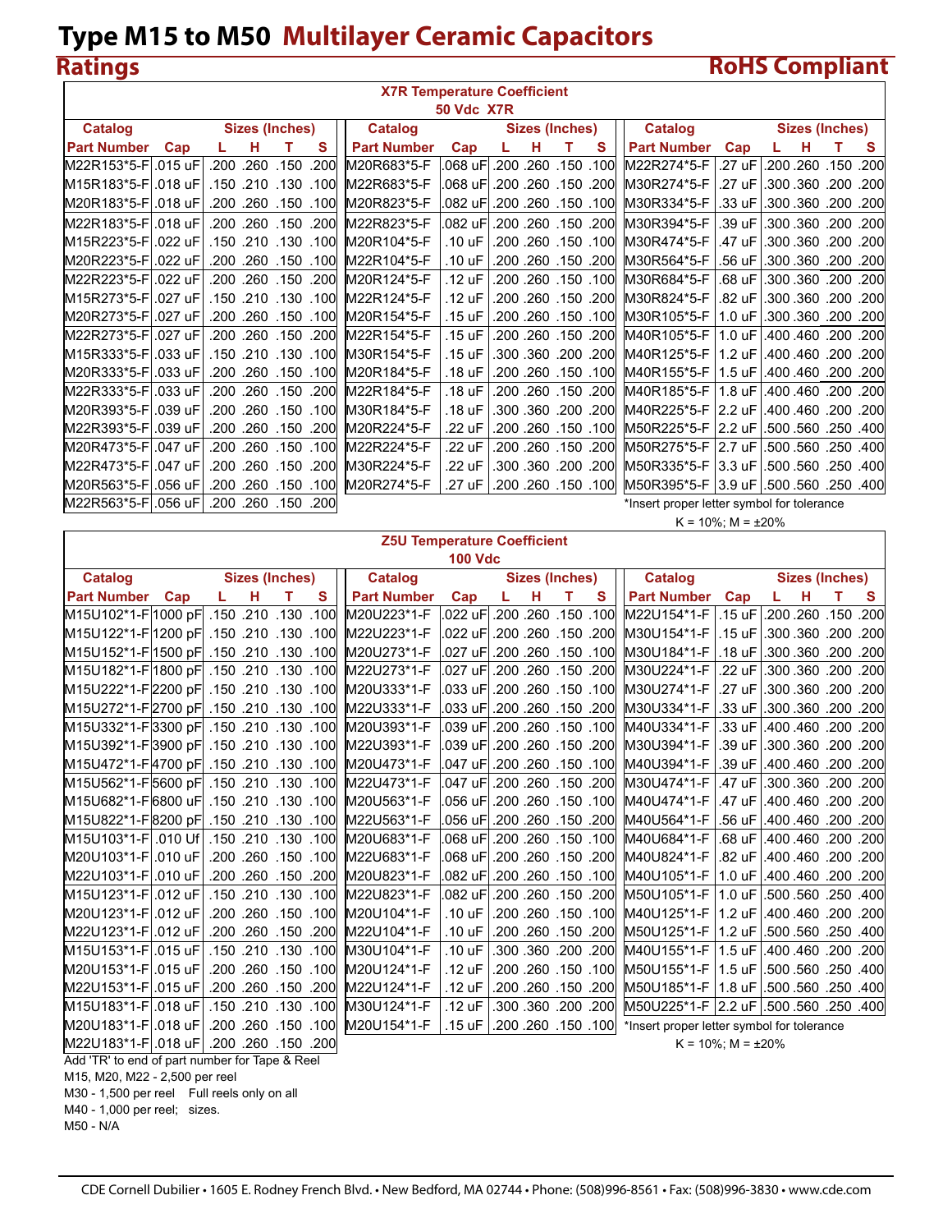# Type M15 to M50 Multilayer Ceramic Capacitors

## Ratings

**RoHS Compliant**

### X7R Temperature Coefficient
### 50 Vdc X7R

| Catalog Part Number | Cap | L | H | T | S | Catalog Part Number | Cap | L | H | T | S | Catalog Part Number | Cap | L | H | T | S |
|---|---|---|---|---|---|---|---|---|---|---|---|---|---|---|---|---|---|
| M22R153*5-F | .015 uF | .200 | .260 | .150 | .200 | M20R683*5-F | .068 uF | .200 | .260 | .150 | .100 | M22R274*5-F | .27 uF | .200 | .260 | .150 | .200 |
| M15R183*5-F | .018 uF | .150 | .210 | .130 | .100 | M22R683*5-F | .068 uF | .200 | .260 | .150 | .200 | M30R274*5-F | .27 uF | .300 | .360 | .200 | .200 |
| M20R183*5-F | .018 uF | .200 | .260 | .150 | .100 | M20R823*5-F | .082 uF | .200 | .260 | .150 | .100 | M30R334*5-F | .33 uF | .300 | .360 | .200 | .200 |
| M22R183*5-F | .018 uF | .200 | .260 | .150 | .200 | M22R823*5-F | .082 uF | .200 | .260 | .150 | .200 | M30R394*5-F | .39 uF | .300 | .360 | .200 | .200 |
| M15R223*5-F | .022 uF | .150 | .210 | .130 | .100 | M20R104*5-F | .10 uF | .200 | .260 | .150 | .100 | M30R474*5-F | .47 uF | .300 | .360 | .200 | .200 |
| M20R223*5-F | .022 uF | .200 | .260 | .150 | .100 | M22R104*5-F | .10 uF | .200 | .260 | .150 | .200 | M30R564*5-F | .56 uF | .300 | .360 | .200 | .200 |
| M22R223*5-F | .022 uF | .200 | .260 | .150 | .200 | M20R124*5-F | .12 uF | .200 | .260 | .150 | .100 | M30R684*5-F | .68 uF | .300 | .360 | .200 | .200 |
| M15R273*5-F | .027 uF | .150 | .210 | .130 | .100 | M22R124*5-F | .12 uF | .200 | .260 | .150 | .200 | M30R824*5-F | .82 uF | .300 | .360 | .200 | .200 |
| M20R273*5-F | .027 uF | .200 | .260 | .150 | .100 | M20R154*5-F | .15 uF | .200 | .260 | .150 | .100 | M30R105*5-F | 1.0 uF | .300 | .360 | .200 | .200 |
| M22R273*5-F | .027 uF | .200 | .260 | .150 | .200 | M22R154*5-F | .15 uF | .200 | .260 | .150 | .200 | M40R105*5-F | 1.0 uF | .400 | .460 | .200 | .200 |
| M15R333*5-F | .033 uF | .150 | .210 | .130 | .100 | M30R154*5-F | .15 uF | .300 | .360 | .200 | .200 | M40R125*5-F | 1.2 uF | .400 | .460 | .200 | .200 |
| M20R333*5-F | .033 uF | .200 | .260 | .150 | .100 | M20R184*5-F | .18 uF | .200 | .260 | .150 | .100 | M40R155*5-F | 1.5 uF | .400 | .460 | .200 | .200 |
| M22R333*5-F | .033 uF | .200 | .260 | .150 | .200 | M22R184*5-F | .18 uF | .200 | .260 | .150 | .200 | M40R185*5-F | 1.8 uF | .400 | .460 | .200 | .200 |
| M20R393*5-F | .039 uF | .200 | .260 | .150 | .100 | M30R184*5-F | .18 uF | .300 | .360 | .200 | .200 | M40R225*5-F | 2.2 uF | .400 | .460 | .200 | .200 |
| M22R393*5-F | .039 uF | .200 | .260 | .150 | .200 | M20R224*5-F | .22 uF | .200 | .260 | .150 | .100 | M50R225*5-F | 2.2 uF | .500 | .560 | .250 | .400 |
| M20R473*5-F | .047 uF | .200 | .260 | .150 | .100 | M22R224*5-F | .22 uF | .200 | .260 | .150 | .200 | M50R275*5-F | 2.7 uF | .500 | .560 | .250 | .400 |
| M22R473*5-F | .047 uF | .200 | .260 | .150 | .200 | M30R224*5-F | .22 uF | .300 | .360 | .200 | .200 | M50R335*5-F | 3.3 uF | .500 | .560 | .250 | .400 |
| M20R563*5-F | .056 uF | .200 | .260 | .150 | .100 | M20R274*5-F | .27 uF | .200 | .260 | .150 | .100 | M50R395*5-F | 3.9 uF | .500 | .560 | .250 | .400 |
| M22R563*5-F | .056 uF | .200 | .260 | .150 | .200 | | | | | | | | | | | | |

*Insert proper letter symbol for tolerance
K = 10%; M = ±20%

### Z5U Temperature Coefficient
### 100 Vdc

| Catalog Part Number | Cap | L | H | T | S | Catalog Part Number | Cap | L | H | T | S | Catalog Part Number | Cap | L | H | T | S |
|---|---|---|---|---|---|---|---|---|---|---|---|---|---|---|---|---|---|
| M15U102*1-F | 1000 pF | .150 | .210 | .130 | .100 | M20U223*1-F | .022 uF | .200 | .260 | .150 | .100 | M22U154*1-F | .15 uF | .200 | .260 | .150 | .200 |
| M15U122*1-F | 1200 pF | .150 | .210 | .130 | .100 | M22U223*1-F | .022 uF | .200 | .260 | .150 | .200 | M30U154*1-F | .15 uF | .300 | .360 | .200 | .200 |
| M15U152*1-F | 1500 pF | .150 | .210 | .130 | .100 | M20U273*1-F | .027 uF | .200 | .260 | .150 | .100 | M30U184*1-F | .18 uF | .300 | .360 | .200 | .200 |
| M15U182*1-F | 1800 pF | .150 | .210 | .130 | .100 | M22U273*1-F | .027 uF | .200 | .260 | .150 | .200 | M30U224*1-F | .22 uF | .300 | .360 | .200 | .200 |
| M15U222*1-F | 2200 pF | .150 | .210 | .130 | .100 | M20U333*1-F | .033 uF | .200 | .260 | .150 | .100 | M30U274*1-F | .27 uF | .300 | .360 | .200 | .200 |
| M15U272*1-F | 2700 pF | .150 | .210 | .130 | .100 | M22U333*1-F | .033 uF | .200 | .260 | .150 | .200 | M30U334*1-F | .33 uF | .300 | .360 | .200 | .200 |
| M15U332*1-F | 3300 pF | .150 | .210 | .130 | .100 | M20U393*1-F | .039 uF | .200 | .260 | .150 | .100 | M40U334*1-F | .33 uF | .400 | .460 | .200 | .200 |
| M15U392*1-F | 3900 pF | .150 | .210 | .130 | .100 | M22U393*1-F | .039 uF | .200 | .260 | .150 | .200 | M30U394*1-F | .39 uF | .300 | .360 | .200 | .200 |
| M15U472*1-F | 4700 pF | .150 | .210 | .130 | .100 | M20U473*1-F | .047 uF | .200 | .260 | .150 | .100 | M40U394*1-F | .39 uF | .400 | .460 | .200 | .200 |
| M15U562*1-F | 5600 pF | .150 | .210 | .130 | .100 | M22U473*1-F | .047 uF | .200 | .260 | .150 | .200 | M30U474*1-F | .47 uF | .300 | .360 | .200 | .200 |
| M15U682*1-F | 6800 uF | .150 | .210 | .130 | .100 | M20U563*1-F | .056 uF | .200 | .260 | .150 | .100 | M40U474*1-F | .47 uF | .400 | .460 | .200 | .200 |
| M15U822*1-F | 8200 pF | .150 | .210 | .130 | .100 | M22U563*1-F | .056 uF | .200 | .260 | .150 | .200 | M40U564*1-F | .56 uF | .400 | .460 | .200 | .200 |
| M15U103*1-F | .010 Uf | .150 | .210 | .130 | .100 | M20U683*1-F | .068 uF | .200 | .260 | .150 | .100 | M40U684*1-F | .68 uF | .400 | .460 | .200 | .200 |
| M20U103*1-F | .010 uF | .200 | .260 | .150 | .100 | M22U683*1-F | .068 uF | .200 | .260 | .150 | .200 | M40U824*1-F | .82 uF | .400 | .460 | .200 | .200 |
| M22U103*1-F | .010 uF | .200 | .260 | .150 | .200 | M20U823*1-F | .082 uF | .200 | .260 | .150 | .100 | M40U105*1-F | 1.0 uF | .400 | .460 | .200 | .200 |
| M15U123*1-F | .012 uF | .150 | .210 | .130 | .100 | M22U823*1-F | .082 uF | .200 | .260 | .150 | .200 | M50U105*1-F | 1.0 uF | .500 | .560 | .250 | .400 |
| M20U123*1-F | .012 uF | .200 | .260 | .150 | .100 | M20U104*1-F | .10 uF | .200 | .260 | .150 | .100 | M40U125*1-F | 1.2 uF | .400 | .460 | .200 | .200 |
| M22U123*1-F | .012 uF | .200 | .260 | .150 | .200 | M22U104*1-F | .10 uF | .200 | .260 | .150 | .200 | M50U125*1-F | 1.2 uF | .500 | .560 | .250 | .400 |
| M15U153*1-F | .015 uF | .150 | .210 | .130 | .100 | M30U104*1-F | .10 uF | .300 | .360 | .200 | .200 | M40U155*1-F | 1.5 uF | .400 | .460 | .200 | .200 |
| M20U153*1-F | .015 uF | .200 | .260 | .150 | .100 | M20U124*1-F | .12 uF | .200 | .260 | .150 | .100 | M50U155*1-F | 1.5 uF | .500 | .560 | .250 | .400 |
| M22U153*1-F | .015 uF | .200 | .260 | .150 | .200 | M22U124*1-F | .12 uF | .200 | .260 | .150 | .200 | M50U185*1-F | 1.8 uF | .500 | .560 | .250 | .400 |
| M15U183*1-F | .018 uF | .150 | .210 | .130 | .100 | M30U124*1-F | .12 uF | .300 | .360 | .200 | .200 | M50U225*1-F | 2.2 uF | .500 | .560 | .250 | .400 |
| M20U183*1-F | .018 uF | .200 | .260 | .150 | .100 | M20U154*1-F | .15 uF | .200 | .260 | .150 | .100 | | | | | | |
| M22U183*1-F | .018 uF | .200 | .260 | .150 | .200 | | | | | | | | | | | | |

*Insert proper letter symbol for tolerance
K = 10%; M = ±20%

Add 'TR' to end of part number for Tape & Reel
M15, M20, M22 - 2,500 per reel
M30 - 1,500 per reel    Full reels only on all
M40 - 1,000 per reel;    sizes.
M50 - N/A

CDE Cornell Dubilier • 1605 E. Rodney French Blvd. • New Bedford, MA 02744 • Phone: (508)996-8561 • Fax: (508)996-3830 • www.cde.com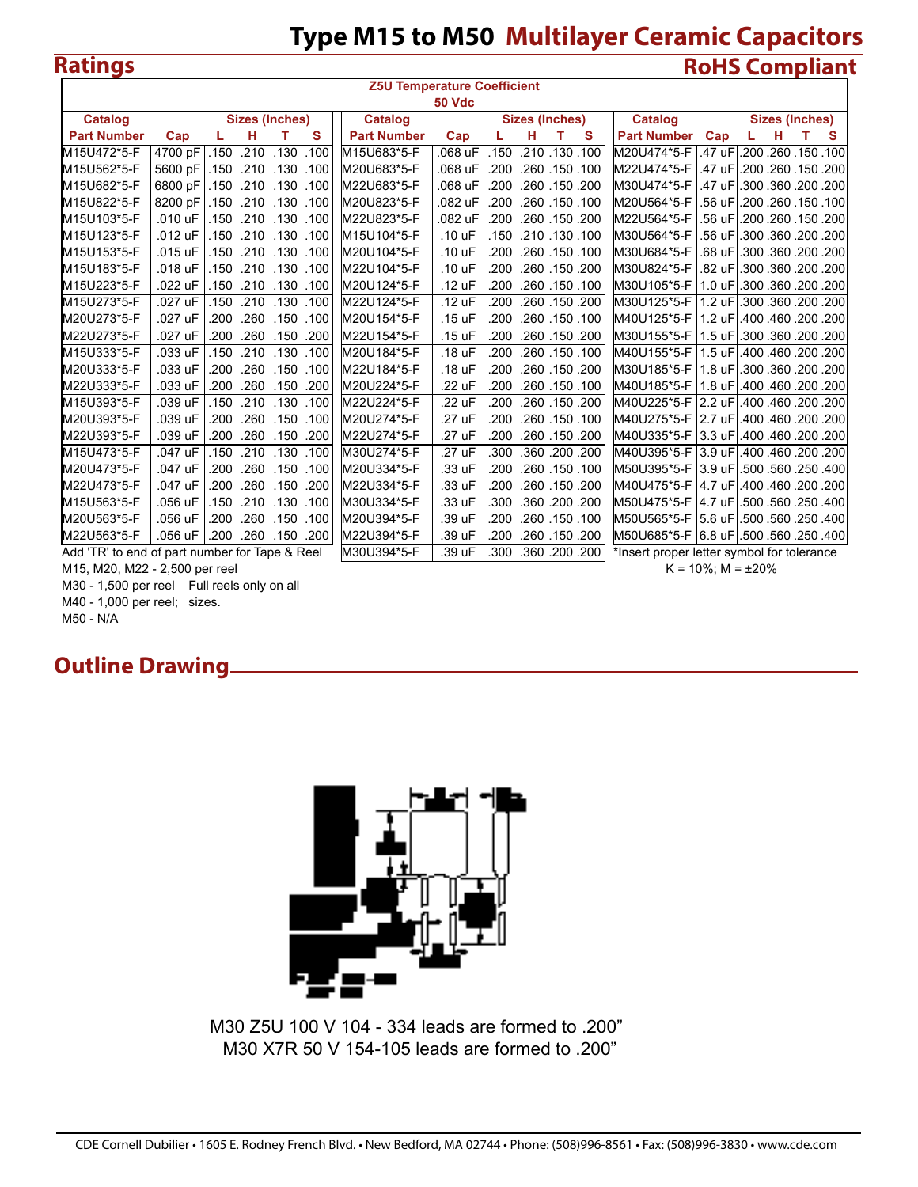# Type M15 to M50 Multilayer Ceramic Capacitors

## Ratings

## RoHS Compliant

| Z5U Temperature Coefficient 50 Vdc | | | | | | | | | | | | | | | | | |
|---|---|---|---|---|---|---|---|---|---|---|---|---|---|---|---|---|---|
| Catalog | | Sizes (Inches) | | | | Catalog | | Sizes (Inches) | | | | Catalog | | Sizes (Inches) | | | |
| Part Number | Cap | L | H | T | S | Part Number | Cap | L | H | T | S | Part Number | Cap | L | H | T | S |
| M15U472*5-F | 4700 pF | .150 | .210 | .130 | .100 | M15U683*5-F | .068 uF | .150 | .210 | .130 | .100 | M20U474*5-F | .47 uF | .200 | .260 | .150 | .100 |
| M15U562*5-F | 5600 pF | .150 | .210 | .130 | .100 | M20U683*5-F | .068 uF | .200 | .260 | .150 | .100 | M22U474*5-F | .47 uF | .200 | .260 | .150 | .200 |
| M15U682*5-F | 6800 pF | .150 | .210 | .130 | .100 | M22U683*5-F | .068 uF | .200 | .260 | .150 | .200 | M30U474*5-F | .47 uF | .300 | .360 | .200 | .200 |
| M15U822*5-F | 8200 pF | .150 | .210 | .130 | .100 | M20U823*5-F | .082 uF | .200 | .260 | .150 | .100 | M20U564*5-F | .56 uF | .200 | .260 | .150 | .100 |
| M15U103*5-F | .010 uF | .150 | .210 | .130 | .100 | M22U823*5-F | .082 uF | .200 | .260 | .150 | .200 | M22U564*5-F | .56 uF | .200 | .260 | .150 | .200 |
| M15U123*5-F | .012 uF | .150 | .210 | .130 | .100 | M15U104*5-F | .10 uF | .150 | .210 | .130 | .100 | M30U564*5-F | .56 uF | .300 | .360 | .200 | .200 |
| M15U153*5-F | .015 uF | .150 | .210 | .130 | .100 | M20U104*5-F | .10 uF | .200 | .260 | .150 | .100 | M30U684*5-F | .68 uF | .300 | .360 | .200 | .200 |
| M15U183*5-F | .018 uF | .150 | .210 | .130 | .100 | M22U104*5-F | .10 uF | .200 | .260 | .150 | .200 | M30U824*5-F | .82 uF | .300 | .360 | .200 | .200 |
| M15U223*5-F | .022 uF | .150 | .210 | .130 | .100 | M20U124*5-F | .12 uF | .200 | .260 | .150 | .100 | M30U105*5-F | 1.0 uF | .300 | .360 | .200 | .200 |
| M15U273*5-F | .027 uF | .150 | .210 | .130 | .100 | M22U124*5-F | .12 uF | .200 | .260 | .150 | .200 | M30U125*5-F | 1.2 uF | .300 | .360 | .200 | .200 |
| M20U273*5-F | .027 uF | .200 | .260 | .150 | .100 | M20U154*5-F | .15 uF | .200 | .260 | .150 | .100 | M40U125*5-F | 1.2 uF | .400 | .460 | .200 | .200 |
| M22U273*5-F | .027 uF | .200 | .260 | .150 | .200 | M22U154*5-F | .15 uF | .200 | .260 | .150 | .200 | M30U155*5-F | 1.5 uF | .300 | .360 | .200 | .200 |
| M15U333*5-F | .033 uF | .150 | .210 | .130 | .100 | M20U184*5-F | .18 uF | .200 | .260 | .150 | .100 | M40U155*5-F | 1.5 uF | .400 | .460 | .200 | .200 |
| M20U333*5-F | .033 uF | .200 | .260 | .150 | .100 | M22U184*5-F | .18 uF | .200 | .260 | .150 | .200 | M30U185*5-F | 1.8 uF | .300 | .360 | .200 | .200 |
| M22U333*5-F | .033 uF | .200 | .260 | .150 | .200 | M20U224*5-F | .22 uF | .200 | .260 | .150 | .100 | M40U185*5-F | 1.8 uF | .400 | .460 | .200 | .200 |
| M15U393*5-F | .039 uF | .150 | .210 | .130 | .100 | M22U224*5-F | .22 uF | .200 | .260 | .150 | .200 | M40U225*5-F | 2.2 uF | .400 | .460 | .200 | .200 |
| M20U393*5-F | .039 uF | .200 | .260 | .150 | .100 | M20U274*5-F | .27 uF | .200 | .260 | .150 | .100 | M40U275*5-F | 2.7 uF | .400 | .460 | .200 | .200 |
| M22U393*5-F | .039 uF | .200 | .260 | .150 | .200 | M22U274*5-F | .27 uF | .200 | .260 | .150 | .200 | M40U335*5-F | 3.3 uF | .400 | .460 | .200 | .200 |
| M15U473*5-F | .047 uF | .150 | .210 | .130 | .100 | M30U274*5-F | .27 uF | .300 | .360 | .200 | .200 | M40U395*5-F | 3.9 uF | .400 | .460 | .200 | .200 |
| M20U473*5-F | .047 uF | .200 | .260 | .150 | .100 | M20U334*5-F | .33 uF | .200 | .260 | .150 | .100 | M50U395*5-F | 3.9 uF | .500 | .560 | .250 | .400 |
| M22U473*5-F | .047 uF | .200 | .260 | .150 | .200 | M22U334*5-F | .33 uF | .200 | .260 | .150 | .200 | M40U475*5-F | 4.7 uF | .400 | .460 | .200 | .200 |
| M15U563*5-F | .056 uF | .150 | .210 | .130 | .100 | M30U334*5-F | .33 uF | .300 | .360 | .200 | .200 | M50U475*5-F | 4.7 uF | .500 | .560 | .250 | .400 |
| M20U563*5-F | .056 uF | .200 | .260 | .150 | .100 | M20U394*5-F | .39 uF | .200 | .260 | .150 | .100 | M50U565*5-F | 5.6 uF | .500 | .560 | .250 | .400 |
| M22U563*5-F | .056 uF | .200 | .260 | .150 | .200 | M22U394*5-F | .39 uF | .200 | .260 | .150 | .200 | M50U685*5-F | 6.8 uF | .500 | .560 | .250 | .400 |
| | | | | | | M30U394*5-F | .39 uF | .300 | .360 | .200 | .200 | | | | | | |

Add 'TR' to end of part number for Tape & Reel
M15, M20, M22 - 2,500 per reel
M30 - 1,500 per reel   Full reels only on all
M40 - 1,000 per reel;   sizes.
M50 - N/A

*Insert proper letter symbol for tolerance
K = 10%; M = ±20%

## Outline Drawing

M30 Z5U 100 V 104 - 334 leads are formed to .200"
M30 X7R 50 V 154-105 leads are formed to .200"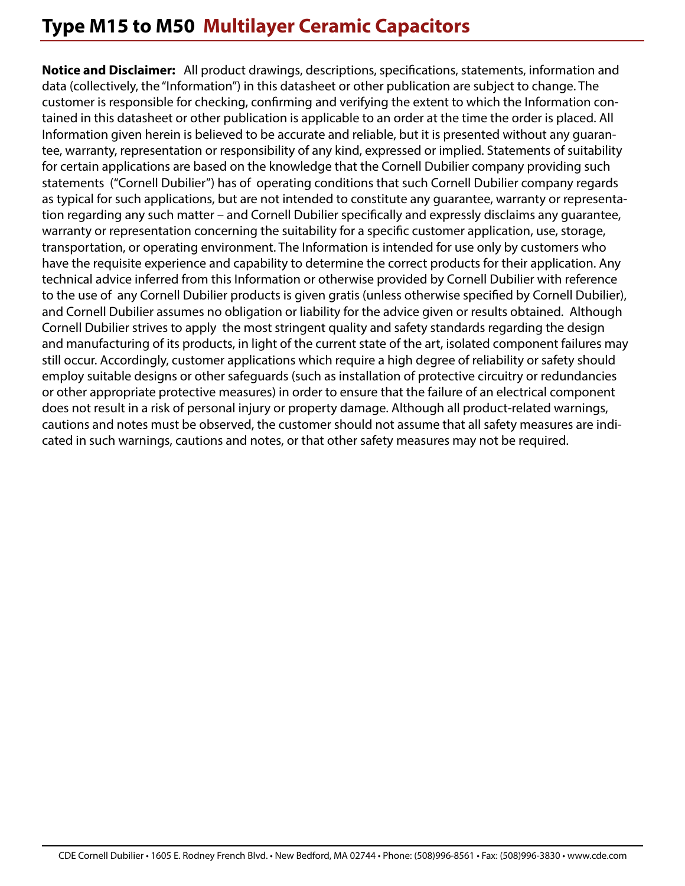**Notice and Disclaimer:** All product drawings, descriptions, specifications, statements, information and data (collectively, the "Information") in this datasheet or other publication are subject to change. The customer is responsible for checking, confirming and verifying the extent to which the Information contained in this datasheet or other publication is applicable to an order at the time the order is placed. All Information given herein is believed to be accurate and reliable, but it is presented without any guarantee, warranty, representation or responsibility of any kind, expressed or implied. Statements of suitability for certain applications are based on the knowledge that the Cornell Dubilier company providing such statements ("Cornell Dubilier") has of operating conditions that such Cornell Dubilier company regards as typical for such applications, but are not intended to constitute any guarantee, warranty or representation regarding any such matter – and Cornell Dubilier specifically and expressly disclaims any guarantee, warranty or representation concerning the suitability for a specific customer application, use, storage, transportation, or operating environment. The Information is intended for use only by customers who have the requisite experience and capability to determine the correct products for their application. Any technical advice inferred from this Information or otherwise provided by Cornell Dubilier with reference to the use of any Cornell Dubilier products is given gratis (unless otherwise specified by Cornell Dubilier), and Cornell Dubilier assumes no obligation or liability for the advice given or results obtained. Although Cornell Dubilier strives to apply the most stringent quality and safety standards regarding the design and manufacturing of its products, in light of the current state of the art, isolated component failures may still occur. Accordingly, customer applications which require a high degree of reliability or safety should employ suitable designs or other safeguards (such as installation of protective circuitry or redundancies or other appropriate protective measures) in order to ensure that the failure of an electrical component does not result in a risk of personal injury or property damage. Although all product-related warnings, cautions and notes must be observed, the customer should not assume that all safety measures are indicated in such warnings, cautions and notes, or that other safety measures may not be required.